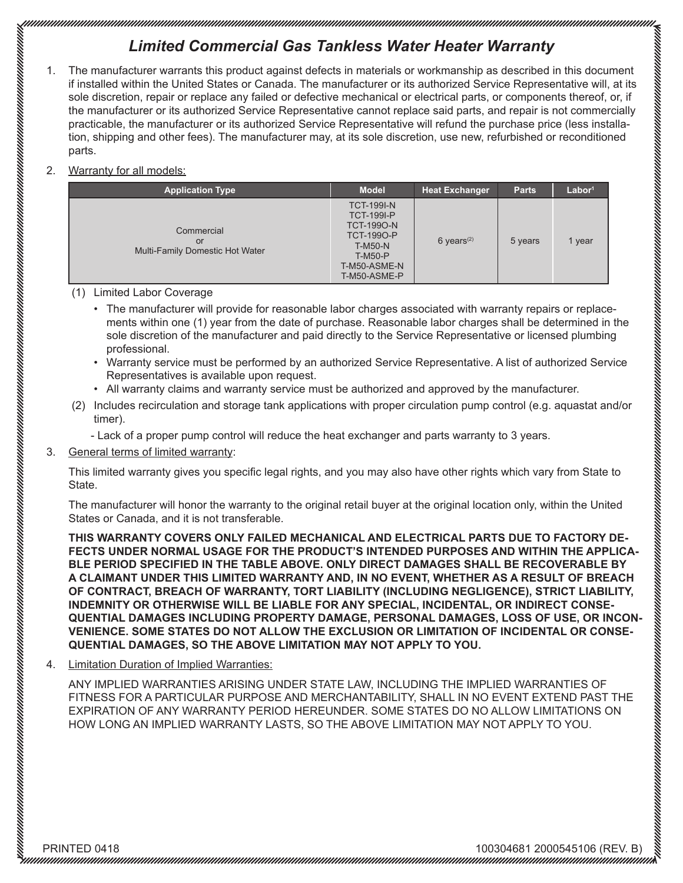# *Limited Commercial Gas Tankless Water Heater Warranty*

1. The manufacturer warrants this product against defects in materials or workmanship as described in this document if installed within the United States or Canada. The manufacturer or its authorized Service Representative will, at its sole discretion, repair or replace any failed or defective mechanical or electrical parts, or components thereof, or, if the manufacturer or its authorized Service Representative cannot replace said parts, and repair is not commercially practicable, the manufacturer or its authorized Service Representative will refund the purchase price (less installation, shipping and other fees). The manufacturer may, at its sole discretion, use new, refurbished or reconditioned parts.

2. Warranty for all models:

| Application Type | Model | Heat Exchanger | Parts | Labor[1] |
|---|---|---|---|---|
| Commercial or Multi-Family Domestic Hot Water | TCT-199I-N<br>TCT-199I-P<br>TCT-199O-N<br>TCT-199O-P<br>T-M50-N<br>T-M50-P<br>T-M50-ASME-N<br>T-M50-ASME-P | 6 years[2] | 5 years | 1 year |

(1) Limited Labor Coverage

- The manufacturer will provide for reasonable labor charges associated with warranty repairs or replacements within one (1) year from the date of purchase. Reasonable labor charges shall be determined in the sole discretion of the manufacturer and paid directly to the Service Representative or licensed plumbing professional.
- Warranty service must be performed by an authorized Service Representative. A list of authorized Service Representatives is available upon request.
- All warranty claims and warranty service must be authorized and approved by the manufacturer.

(2) Includes recirculation and storage tank applications with proper circulation pump control (e.g. aquastat and/or timer).

- Lack of a proper pump control will reduce the heat exchanger and parts warranty to 3 years.

3. General terms of limited warranty:

This limited warranty gives you specific legal rights, and you may also have other rights which vary from State to State.

The manufacturer will honor the warranty to the original retail buyer at the original location only, within the United States or Canada, and it is not transferable.

**THIS WARRANTY COVERS ONLY FAILED MECHANICAL AND ELECTRICAL PARTS DUE TO FACTORY DEFECTS UNDER NORMAL USAGE FOR THE PRODUCT'S INTENDED PURPOSES AND WITHIN THE APPLICABLE PERIOD SPECIFIED IN THE TABLE ABOVE. ONLY DIRECT DAMAGES SHALL BE RECOVERABLE BY A CLAIMANT UNDER THIS LIMITED WARRANTY AND, IN NO EVENT, WHETHER AS A RESULT OF BREACH OF CONTRACT, BREACH OF WARRANTY, TORT LIABILITY (INCLUDING NEGLIGENCE), STRICT LIABILITY, INDEMNITY OR OTHERWISE WILL BE LIABLE FOR ANY SPECIAL, INCIDENTAL, OR INDIRECT CONSEQUENTIAL DAMAGES INCLUDING PROPERTY DAMAGE, PERSONAL DAMAGES, LOSS OF USE, OR INCONVENIENCE. SOME STATES DO NOT ALLOW THE EXCLUSION OR LIMITATION OF INCIDENTAL OR CONSEQUENTIAL DAMAGES, SO THE ABOVE LIMITATION MAY NOT APPLY TO YOU.**

4. Limitation Duration of Implied Warranties:

ANY IMPLIED WARRANTIES ARISING UNDER STATE LAW, INCLUDING THE IMPLIED WARRANTIES OF FITNESS FOR A PARTICULAR PURPOSE AND MERCHANTABILITY, SHALL IN NO EVENT EXTEND PAST THE EXPIRATION OF ANY WARRANTY PERIOD HEREUNDER. SOME STATES DO NO ALLOW LIMITATIONS ON HOW LONG AN IMPLIED WARRANTY LASTS, SO THE ABOVE LIMITATION MAY NOT APPLY TO YOU.

PRINTED 0418

100304681 2000545106 (REV. B)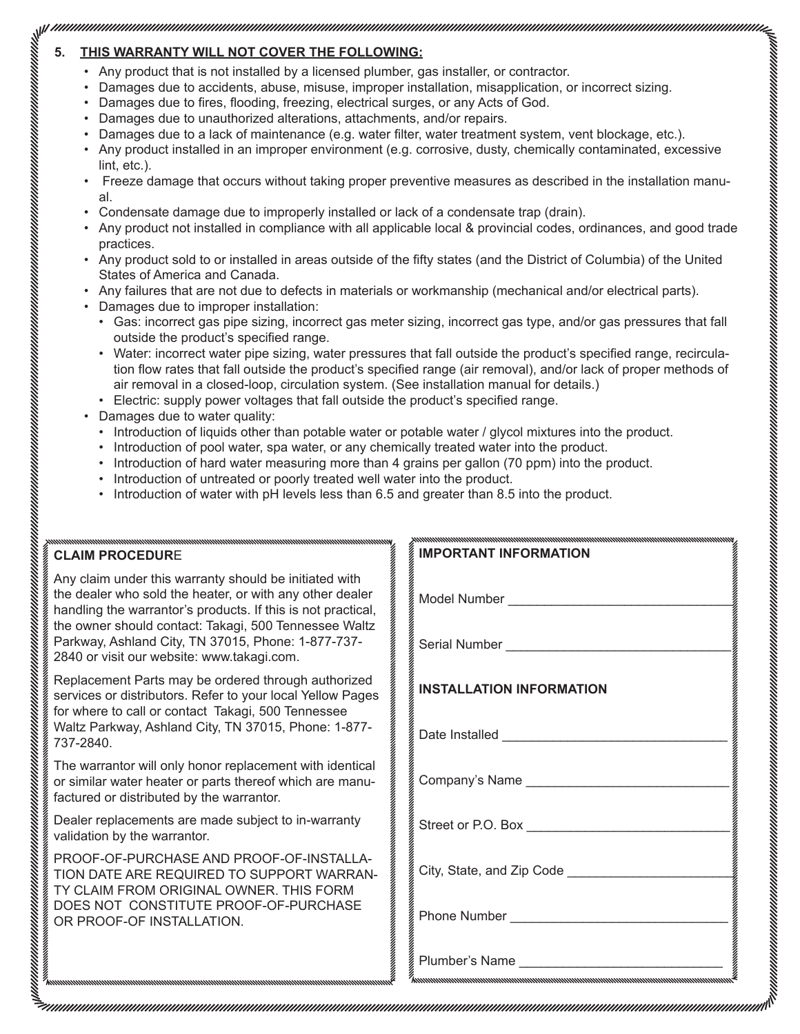5. **THIS WARRANTY WILL NOT COVER THE FOLLOWING:**

- Any product that is not installed by a licensed plumber, gas installer, or contractor.
- Damages due to accidents, abuse, misuse, improper installation, misapplication, or incorrect sizing.
- Damages due to fires, flooding, freezing, electrical surges, or any Acts of God.
- Damages due to unauthorized alterations, attachments, and/or repairs.
- Damages due to a lack of maintenance (e.g. water filter, water treatment system, vent blockage, etc.).
- Any product installed in an improper environment (e.g. corrosive, dusty, chemically contaminated, excessive lint, etc.).
- Freeze damage that occurs without taking proper preventive measures as described in the installation manual.
- Condensate damage due to improperly installed or lack of a condensate trap (drain).
- Any product not installed in compliance with all applicable local & provincial codes, ordinances, and good trade practices.
- Any product sold to or installed in areas outside of the fifty states (and the District of Columbia) of the United States of America and Canada.
- Any failures that are not due to defects in materials or workmanship (mechanical and/or electrical parts).
- Damages due to improper installation:
  - Gas: incorrect gas pipe sizing, incorrect gas meter sizing, incorrect gas type, and/or gas pressures that fall outside the product's specified range.
  - Water: incorrect water pipe sizing, water pressures that fall outside the product's specified range, recirculation flow rates that fall outside the product's specified range (air removal), and/or lack of proper methods of air removal in a closed-loop, circulation system. (See installation manual for details.)
  - Electric: supply power voltages that fall outside the product's specified range.
- Damages due to water quality:
  - Introduction of liquids other than potable water or potable water / glycol mixtures into the product.
  - Introduction of pool water, spa water, or any chemically treated water into the product.
  - Introduction of hard water measuring more than 4 grains per gallon (70 ppm) into the product.
  - Introduction of untreated or poorly treated well water into the product.
  - Introduction of water with pH levels less than 6.5 and greater than 8.5 into the product.

**CLAIM PROCEDURE**

Any claim under this warranty should be initiated with the dealer who sold the heater, or with any other dealer handling the warrantor's products. If this is not practical, the owner should contact: Takagi, 500 Tennessee Waltz Parkway, Ashland City, TN 37015, Phone: 1-877-737-2840 or visit our website: www.takagi.com.

Replacement Parts may be ordered through authorized services or distributors. Refer to your local Yellow Pages for where to call or contact Takagi, 500 Tennessee Waltz Parkway, Ashland City, TN 37015, Phone: 1-877-737-2840.

The warrantor will only honor replacement with identical or similar water heater or parts thereof which are manufactured or distributed by the warrantor.

Dealer replacements are made subject to in-warranty validation by the warrantor.

PROOF-OF-PURCHASE AND PROOF-OF-INSTALLATION DATE ARE REQUIRED TO SUPPORT WARRANTY CLAIM FROM ORIGINAL OWNER. THIS FORM DOES NOT CONSTITUTE PROOF-OF-PURCHASE OR PROOF-OF INSTALLATION.

**IMPORTANT INFORMATION**

Model Number ______________________________

Serial Number ______________________________

**INSTALLATION INFORMATION**

Date Installed ______________________________

Company's Name ____________________________

Street or P.O. Box ___________________________

City, State, and Zip Code ______________________

Phone Number ______________________________

Plumber's Name ____________________________